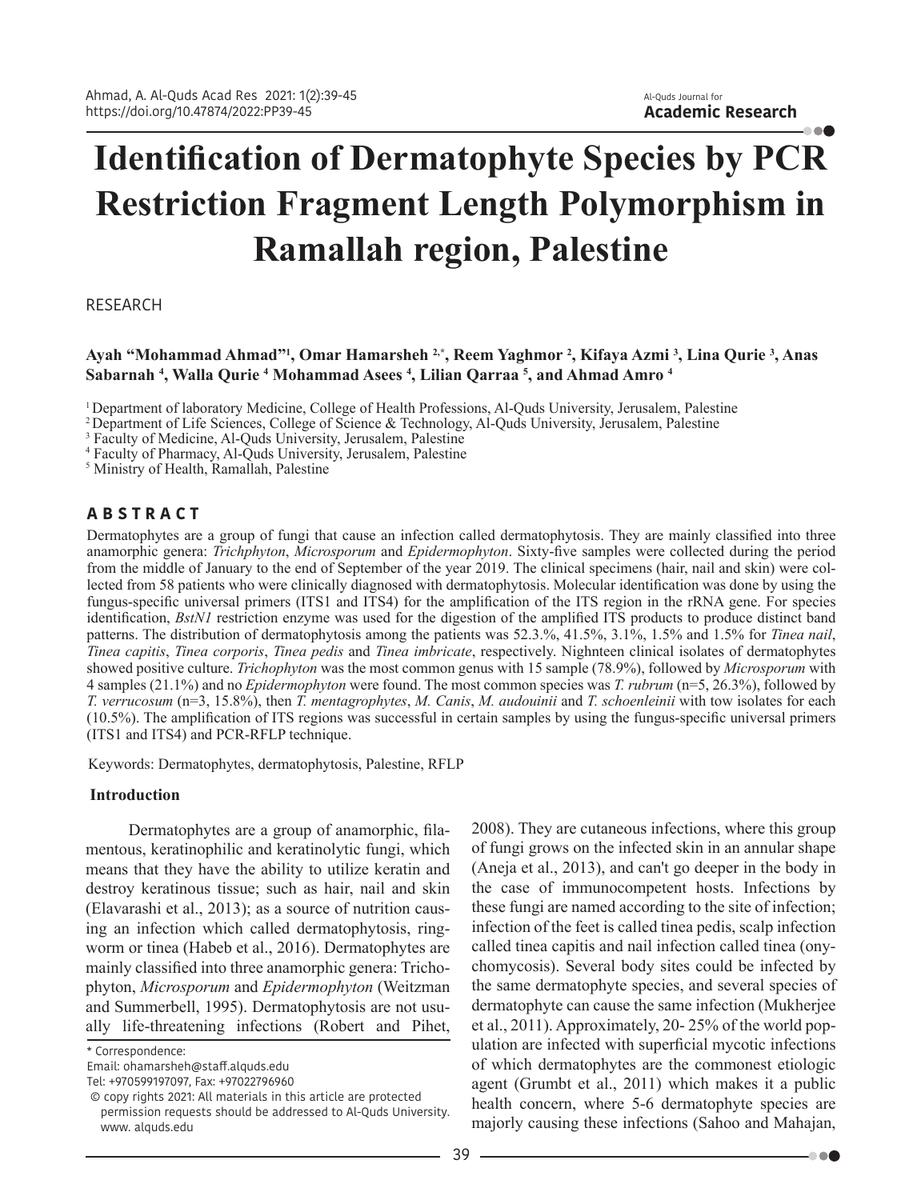# Identification of Dermatophyte Species by PCR Restriction Fragment Length Polymorphism in Ramallah region, Palestine

RESEARCH

**Ayah "Mohammad Ahmad"[1], Omar Hamarsheh [2,*], Reem Yaghmor [2], Kifaya Azmi [3], Lina Qurie [3], Anas Sabarnah [4], Walla Qurie [4] Mohammad Asees [4], Lilian Qarraa [5], and Ahmad Amro [4]**

[1] Department of laboratory Medicine, College of Health Professions, Al-Quds University, Jerusalem, Palestine
[2] Department of Life Sciences, College of Science & Technology, Al-Quds University, Jerusalem, Palestine
[3] Faculty of Medicine, Al-Quds University, Jerusalem, Palestine
[4] Faculty of Pharmacy, Al-Quds University, Jerusalem, Palestine
[5] Ministry of Health, Ramallah, Palestine

## ABSTRACT

Dermatophytes are a group of fungi that cause an infection called dermatophytosis. They are mainly classified into three anamorphic genera: *Trichphyton*, *Microsporum* and *Epidermophyton*. Sixty-five samples were collected during the period from the middle of January to the end of September of the year 2019. The clinical specimens (hair, nail and skin) were collected from 58 patients who were clinically diagnosed with dermatophytosis. Molecular identification was done by using the fungus-specific universal primers (ITS1 and ITS4) for the amplification of the ITS region in the rRNA gene. For species identification, *BstN1* restriction enzyme was used for the digestion of the amplified ITS products to produce distinct band patterns. The distribution of dermatophytosis among the patients was 52.3.%, 41.5%, 3.1%, 1.5% and 1.5% for *Tinea nail*, *Tinea capitis*, *Tinea corporis*, *Tinea pedis* and *Tinea imbricate*, respectively. Nighnteen clinical isolates of dermatophytes showed positive culture. *Trichophyton* was the most common genus with 15 sample (78.9%), followed by *Microsporum* with 4 samples (21.1%) and no *Epidermophyton* were found. The most common species was *T. rubrum* (n=5, 26.3%), followed by *T. verrucosum* (n=3, 15.8%), then *T. mentagrophytes*, *M. Canis*, *M. audouinii* and *T. schoenleinii* with tow isolates for each (10.5%). The amplification of ITS regions was successful in certain samples by using the fungus-specific universal primers (ITS1 and ITS4) and PCR-RFLP technique.

Keywords: Dermatophytes, dermatophytosis, Palestine, RFLP

## Introduction

Dermatophytes are a group of anamorphic, filamentous, keratinophilic and keratinolytic fungi, which means that they have the ability to utilize keratin and destroy keratinous tissue; such as hair, nail and skin (Elavarashi et al., 2013); as a source of nutrition causing an infection which called dermatophytosis, ringworm or tinea (Habeb et al., 2016). Dermatophytes are mainly classified into three anamorphic genera: Trichophyton, *Microsporum* and *Epidermophyton* (Weitzman and Summerbell, 1995). Dermatophytosis are not usually life-threatening infections (Robert and Pihet, 2008). They are cutaneous infections, where this group of fungi grows on the infected skin in an annular shape (Aneja et al., 2013), and can't go deeper in the body in the case of immunocompetent hosts. Infections by these fungi are named according to the site of infection; infection of the feet is called tinea pedis, scalp infection called tinea capitis and nail infection called tinea (onychomycosis). Several body sites could be infected by the same dermatophyte species, and several species of dermatophyte can cause the same infection (Mukherjee et al., 2011). Approximately, 20- 25% of the world population are infected with superficial mycotic infections of which dermatophytes are the commonest etiologic agent (Grumbt et al., 2011) which makes it a public health concern, where 5-6 dermatophyte species are majorly causing these infections (Sahoo and Mahajan,

\* Correspondence:
Email: ohamarsheh@staff.alquds.edu
Tel: +970599197097, Fax: +97022796960
© copy rights 2021: All materials in this article are protected permission requests should be addressed to Al-Quds University. www. alquds.edu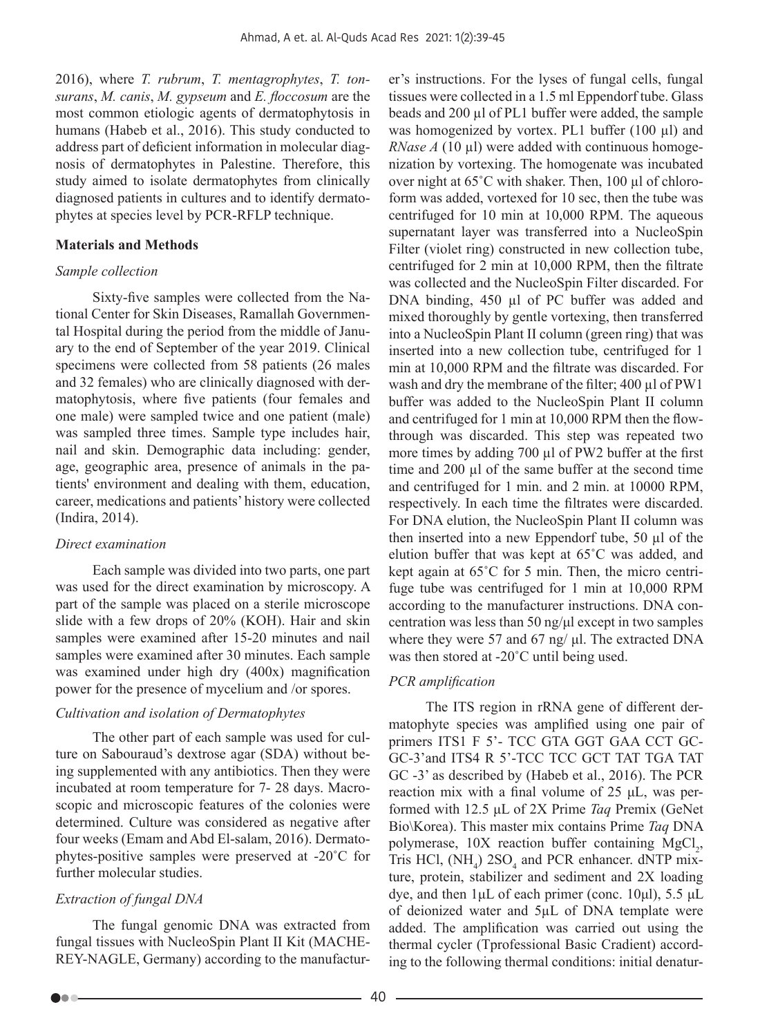2016), where *T. rubrum*, *T. mentagrophytes*, *T. tonsurans*, *M. canis*, *M. gypseum* and *E. floccosum* are the most common etiologic agents of dermatophytosis in humans (Habeb et al., 2016). This study conducted to address part of deficient information in molecular diagnosis of dermatophytes in Palestine. Therefore, this study aimed to isolate dermatophytes from clinically diagnosed patients in cultures and to identify dermatophytes at species level by PCR-RFLP technique.

## Materials and Methods

### *Sample collection*

Sixty-five samples were collected from the National Center for Skin Diseases, Ramallah Governmental Hospital during the period from the middle of January to the end of September of the year 2019. Clinical specimens were collected from 58 patients (26 males and 32 females) who are clinically diagnosed with dermatophytosis, where five patients (four females and one male) were sampled twice and one patient (male) was sampled three times. Sample type includes hair, nail and skin. Demographic data including: gender, age, geographic area, presence of animals in the patients' environment and dealing with them, education, career, medications and patients' history were collected (Indira, 2014).

### *Direct examination*

Each sample was divided into two parts, one part was used for the direct examination by microscopy. A part of the sample was placed on a sterile microscope slide with a few drops of 20% (KOH). Hair and skin samples were examined after 15-20 minutes and nail samples were examined after 30 minutes. Each sample was examined under high dry (400x) magnification power for the presence of mycelium and /or spores.

### *Cultivation and isolation of Dermatophytes*

The other part of each sample was used for culture on Sabouraud's dextrose agar (SDA) without being supplemented with any antibiotics. Then they were incubated at room temperature for 7- 28 days. Macroscopic and microscopic features of the colonies were determined. Culture was considered as negative after four weeks (Emam and Abd El-salam, 2016). Dermatophytes-positive samples were preserved at -20˚C for further molecular studies.

### *Extraction of fungal DNA*

The fungal genomic DNA was extracted from fungal tissues with NucleoSpin Plant II Kit (MACHEREY-NAGLE, Germany) according to the manufacturer's instructions. For the lyses of fungal cells, fungal tissues were collected in a 1.5 ml Eppendorf tube. Glass beads and 200 µl of PL1 buffer were added, the sample was homogenized by vortex. PL1 buffer (100 µl) and *RNase A* (10 µl) were added with continuous homogenization by vortexing. The homogenate was incubated over night at 65˚C with shaker. Then, 100 µl of chloroform was added, vortexed for 10 sec, then the tube was centrifuged for 10 min at 10,000 RPM. The aqueous supernatant layer was transferred into a NucleoSpin Filter (violet ring) constructed in new collection tube, centrifuged for 2 min at 10,000 RPM, then the filtrate was collected and the NucleoSpin Filter discarded. For DNA binding, 450 µl of PC buffer was added and mixed thoroughly by gentle vortexing, then transferred into a NucleoSpin Plant II column (green ring) that was inserted into a new collection tube, centrifuged for 1 min at 10,000 RPM and the filtrate was discarded. For wash and dry the membrane of the filter; 400 µl of PW1 buffer was added to the NucleoSpin Plant II column and centrifuged for 1 min at 10,000 RPM then the flow-through was discarded. This step was repeated two more times by adding 700 µl of PW2 buffer at the first time and 200 µl of the same buffer at the second time and centrifuged for 1 min. and 2 min. at 10000 RPM, respectively. In each time the filtrates were discarded. For DNA elution, the NucleoSpin Plant II column was then inserted into a new Eppendorf tube, 50 µl of the elution buffer that was kept at 65˚C was added, and kept again at 65˚C for 5 min. Then, the micro centrifuge tube was centrifuged for 1 min at 10,000 RPM according to the manufacturer instructions. DNA concentration was less than 50 ng/µl except in two samples where they were 57 and 67 ng/ µl. The extracted DNA was then stored at -20˚C until being used.

### *PCR amplification*

The ITS region in rRNA gene of different dermatophyte species was amplified using one pair of primers ITS1 F 5'- TCC GTA GGT GAA CCT GCGC-3'and ITS4 R 5'-TCC TCC GCT TAT TGA TAT GC -3' as described by (Habeb et al., 2016). The PCR reaction mix with a final volume of 25 µL, was performed with 12.5 µL of 2X Prime *Taq* Premix (GeNet Bio\Korea). This master mix contains Prime *Taq* DNA polymerase, 10X reaction buffer containing $MgCl_2$, Tris HCl, $(NH_4)\ 2SO_4$ and PCR enhancer. dNTP mixture, protein, stabilizer and sediment and 2X loading dye, and then 1µL of each primer (conc. 10µl), 5.5 µL of deionized water and 5µL of DNA template were added. The amplification was carried out using the thermal cycler (Tprofessional Basic Cradient) according to the following thermal conditions: initial denatur-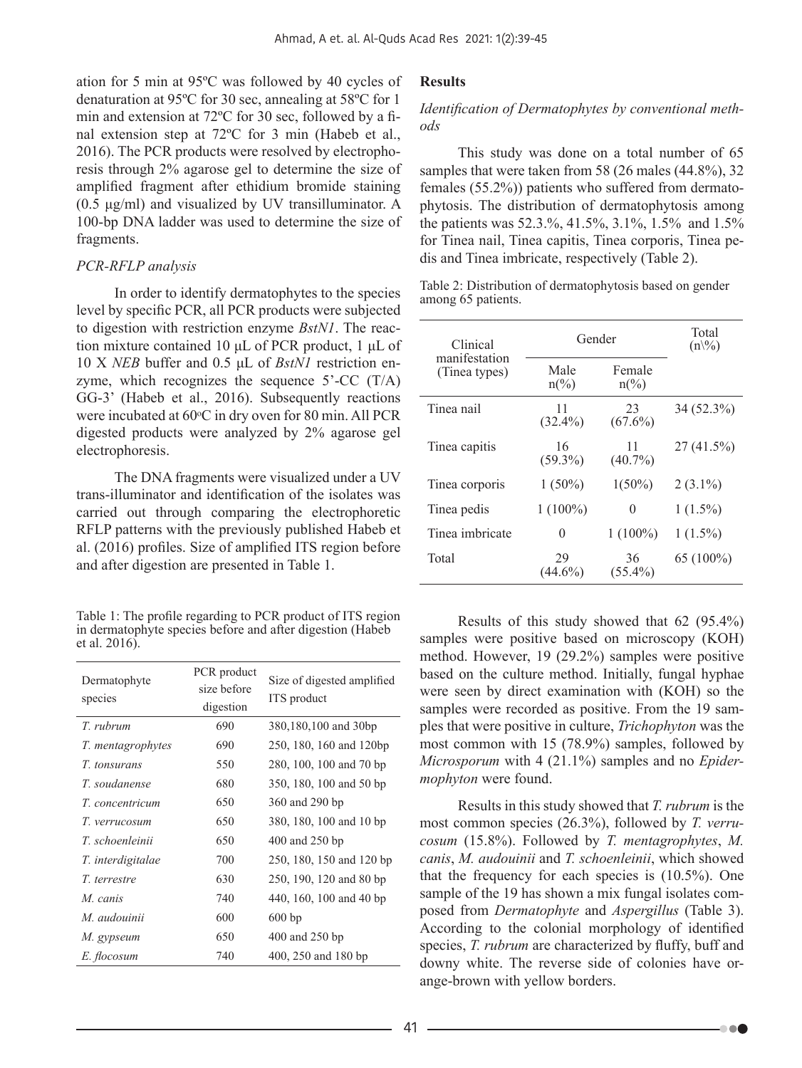ation for 5 min at 95ºC was followed by 40 cycles of denaturation at 95ºC for 30 sec, annealing at 58ºC for 1 min and extension at 72ºC for 30 sec, followed by a final extension step at 72ºC for 3 min (Habeb et al., 2016). The PCR products were resolved by electrophoresis through 2% agarose gel to determine the size of amplified fragment after ethidium bromide staining (0.5 µg/ml) and visualized by UV transilluminator. A 100-bp DNA ladder was used to determine the size of fragments.

### *PCR-RFLP analysis*

In order to identify dermatophytes to the species level by specific PCR, all PCR products were subjected to digestion with restriction enzyme *BstN1*. The reaction mixture contained 10 µL of PCR product, 1 µL of 10 X *NEB* buffer and 0.5 µL of *BstN1* restriction enzyme, which recognizes the sequence 5'-CC (T/A) GG-3' (Habeb et al., 2016). Subsequently reactions were incubated at 60ºC in dry oven for 80 min. All PCR digested products were analyzed by 2% agarose gel electrophoresis.

The DNA fragments were visualized under a UV trans-illuminator and identification of the isolates was carried out through comparing the electrophoretic RFLP patterns with the previously published Habeb et al. (2016) profiles. Size of amplified ITS region before and after digestion are presented in Table 1.

Table 1: The profile regarding to PCR product of ITS region in dermatophyte species before and after digestion (Habeb et al. 2016).

| Dermatophyte species | PCR product size before digestion | Size of digested amplified ITS product |
|---|---|---|
| *T. rubrum* | 690 | 380,180,100 and 30bp |
| *T. mentagrophytes* | 690 | 250, 180, 160 and 120bp |
| *T. tonsurans* | 550 | 280, 100, 100 and 70 bp |
| *T. soudanense* | 680 | 350, 180, 100 and 50 bp |
| *T. concentricum* | 650 | 360 and 290 bp |
| *T. verrucosum* | 650 | 380, 180, 100 and 10 bp |
| *T. schoenleinii* | 650 | 400 and 250 bp |
| *T. interdigitalae* | 700 | 250, 180, 150 and 120 bp |
| *T. terrestre* | 630 | 250, 190, 120 and 80 bp |
| *M. canis* | 740 | 440, 160, 100 and 40 bp |
| *M. audouinii* | 600 | 600 bp |
| *M. gypseum* | 650 | 400 and 250 bp |
| *E. flocosum* | 740 | 400, 250 and 180 bp |

## Results

### *Identification of Dermatophytes by conventional methods*

This study was done on a total number of 65 samples that were taken from 58 (26 males (44.8%), 32 females (55.2%)) patients who suffered from dermatophytosis. The distribution of dermatophytosis among the patients was 52.3.%, 41.5%, 3.1%, 1.5% and 1.5% for Tinea nail, Tinea capitis, Tinea corporis, Tinea pedis and Tinea imbricate, respectively (Table 2).

Table 2: Distribution of dermatophytosis based on gender among 65 patients.

| Clinical manifestation (Tinea types) | Gender | | Total (n\%) |
|---|---|---|---|
| | Male n(%) | Female n(%) | |
| Tinea nail | 11 (32.4%) | 23 (67.6%) | 34 (52.3%) |
| Tinea capitis | 16 (59.3%) | 11 (40.7%) | 27 (41.5%) |
| Tinea corporis | 1 (50%) | 1(50%) | 2 (3.1%) |
| Tinea pedis | 1 (100%) | 0 | 1 (1.5%) |
| Tinea imbricate | 0 | 1 (100%) | 1 (1.5%) |
| Total | 29 (44.6%) | 36 (55.4%) | 65 (100%) |

Results of this study showed that 62 (95.4%) samples were positive based on microscopy (KOH) method. However, 19 (29.2%) samples were positive based on the culture method. Initially, fungal hyphae were seen by direct examination with (KOH) so the samples were recorded as positive. From the 19 samples that were positive in culture, *Trichophyton* was the most common with 15 (78.9%) samples, followed by *Microsporum* with 4 (21.1%) samples and no *Epidermophyton* were found.

Results in this study showed that *T. rubrum* is the most common species (26.3%), followed by *T. verrucosum* (15.8%). Followed by *T. mentagrophytes*, *M. canis*, *M. audouinii* and *T. schoenleinii*, which showed that the frequency for each species is (10.5%). One sample of the 19 has shown a mix fungal isolates composed from *Dermatophyte* and *Aspergillus* (Table 3). According to the colonial morphology of identified species, *T. rubrum* are characterized by fluffy, buff and downy white. The reverse side of colonies have orange-brown with yellow borders.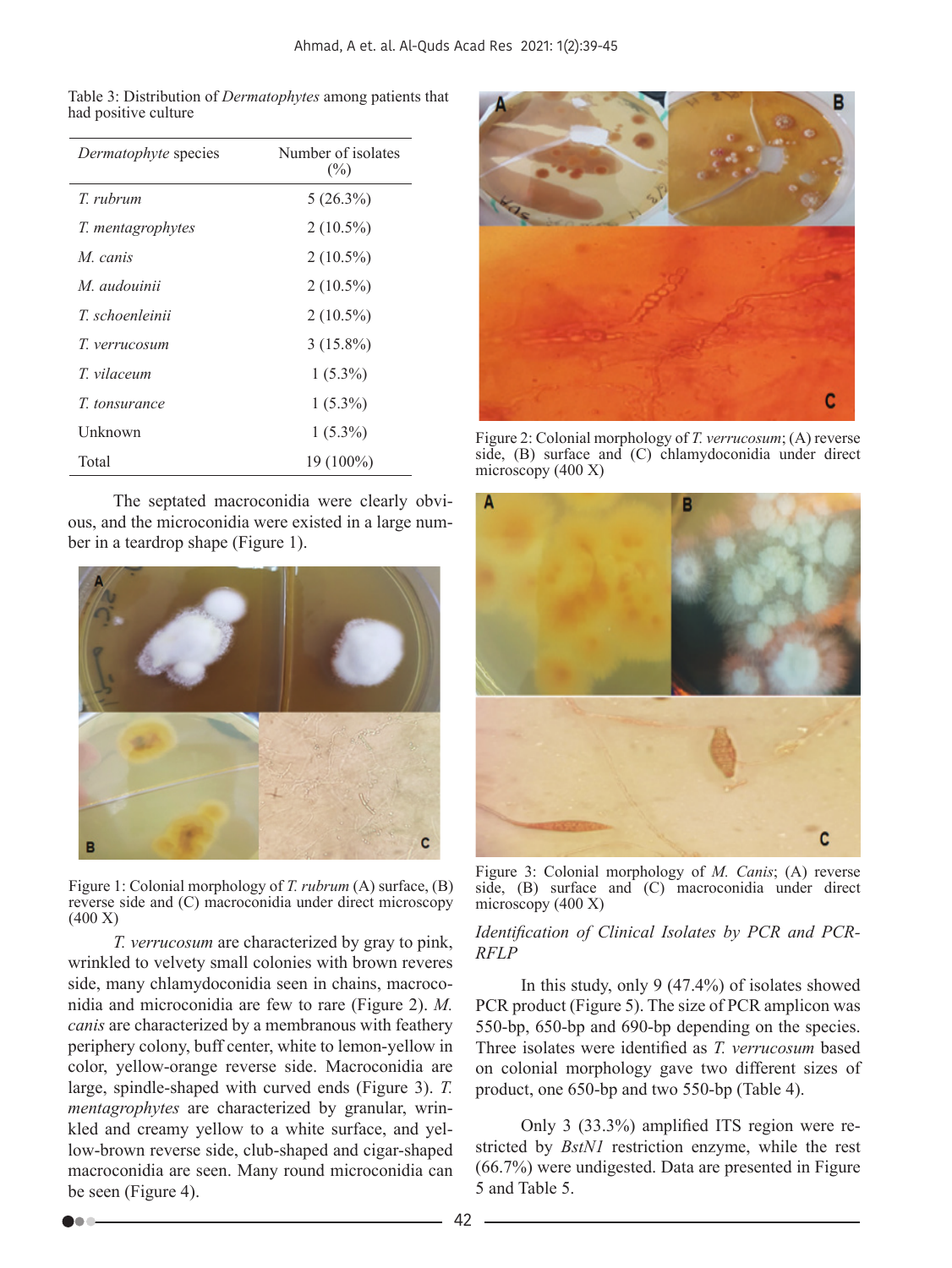Table 3: Distribution of *Dermatophytes* among patients that had positive culture

| *Dermatophyte* species | Number of isolates (%) |
|---|---|
| *T. rubrum* | 5 (26.3%) |
| *T. mentagrophytes* | 2 (10.5%) |
| *M. canis* | 2 (10.5%) |
| *M. audouinii* | 2 (10.5%) |
| *T. schoenleinii* | 2 (10.5%) |
| *T. verrucosum* | 3 (15.8%) |
| *T. vilaceum* | 1 (5.3%) |
| *T. tonsurance* | 1 (5.3%) |
| Unknown | 1 (5.3%) |
| Total | 19 (100%) |

The septated macroconidia were clearly obvious, and the microconidia were existed in a large number in a teardrop shape (Figure 1).

Figure 1: Colonial morphology of *T. rubrum* (A) surface, (B) reverse side and (C) macroconidia under direct microscopy (400 X)

*T. verrucosum* are characterized by gray to pink, wrinkled to velvety small colonies with brown reveres side, many chlamydoconidia seen in chains, macroconidia and microconidia are few to rare (Figure 2). *M. canis* are characterized by a membranous with feathery periphery colony, buff center, white to lemon-yellow in color, yellow-orange reverse side. Macroconidia are large, spindle-shaped with curved ends (Figure 3). *T. mentagrophytes* are characterized by granular, wrinkled and creamy yellow to a white surface, and yellow-brown reverse side, club-shaped and cigar-shaped macroconidia are seen. Many round microconidia can be seen (Figure 4).

Figure 2: Colonial morphology of *T. verrucosum*; (A) reverse side, (B) surface and (C) chlamydoconidia under direct microscopy (400 X)

Figure 3: Colonial morphology of *M. Canis*; (A) reverse side, (B) surface and (C) macroconidia under direct microscopy (400 X)

*Identification of Clinical Isolates by PCR and PCR-RFLP*

In this study, only 9 (47.4%) of isolates showed PCR product (Figure 5). The size of PCR amplicon was 550-bp, 650-bp and 690-bp depending on the species. Three isolates were identified as *T. verrucosum* based on colonial morphology gave two different sizes of product, one 650-bp and two 550-bp (Table 4).

Only 3 (33.3%) amplified ITS region were restricted by *BstN1* restriction enzyme, while the rest (66.7%) were undigested. Data are presented in Figure 5 and Table 5.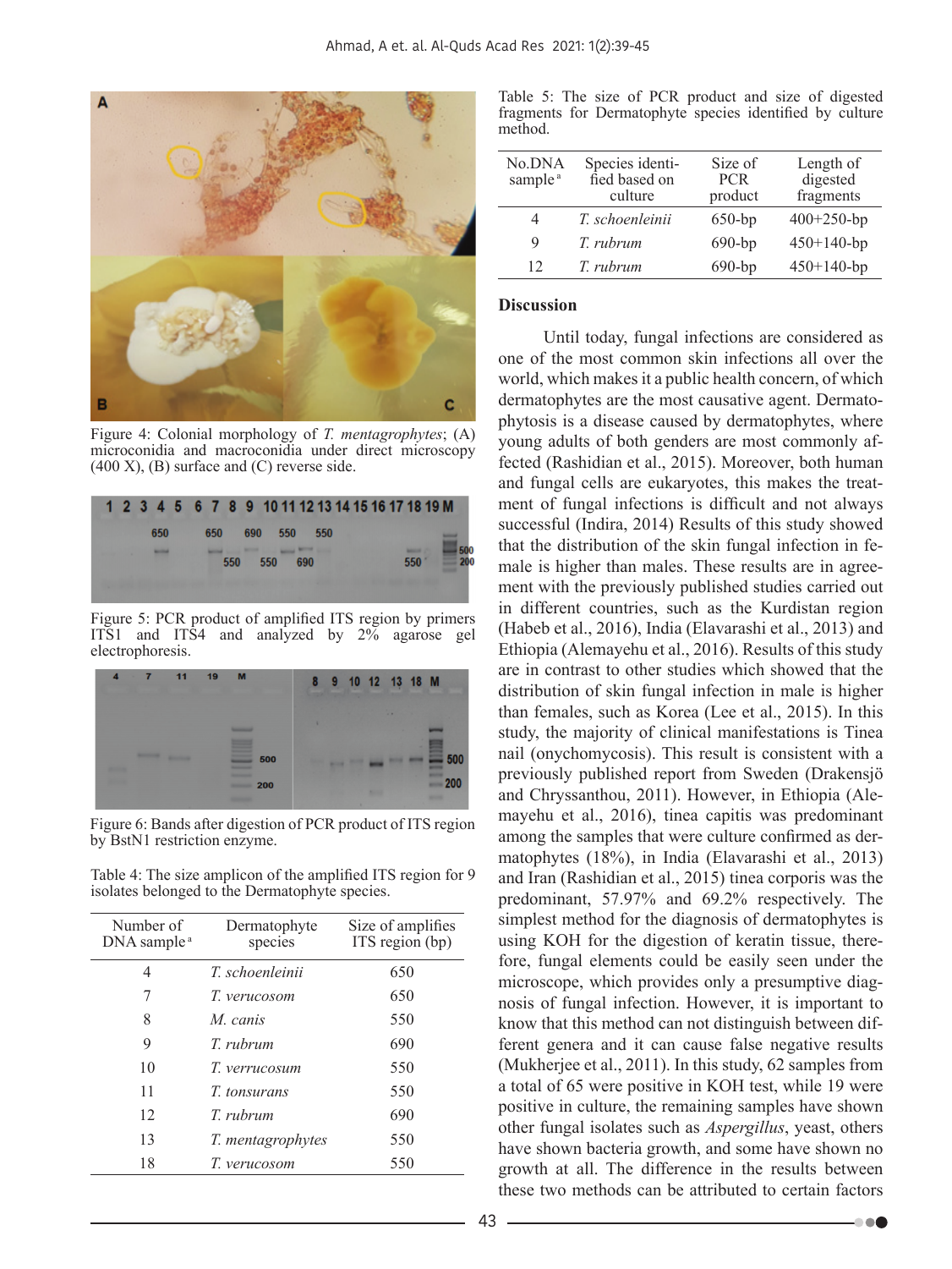Figure 4: Colonial morphology of *T. mentagrophytes*; (A) microconidia and macroconidia under direct microscopy (400 X), (B) surface and (C) reverse side.

Figure 5: PCR product of amplified ITS region by primers ITS1 and ITS4 and analyzed by 2% agarose gel electrophoresis.

Figure 6: Bands after digestion of PCR product of ITS region by BstN1 restriction enzyme.

Table 4: The size amplicon of the amplified ITS region for 9 isolates belonged to the Dermatophyte species.

| Number of DNA sample [a] | Dermatophyte species | Size of amplifies ITS region (bp) |
|---|---|---|
| 4 | *T. schoenleinii* | 650 |
| 7 | *T. verucosom* | 650 |
| 8 | *M. canis* | 550 |
| 9 | *T. rubrum* | 690 |
| 10 | *T. verrucosum* | 550 |
| 11 | *T. tonsurans* | 550 |
| 12 | *T. rubrum* | 690 |
| 13 | *T. mentagrophytes* | 550 |
| 18 | *T. verucosom* | 550 |

Table 5: The size of PCR product and size of digested fragments for Dermatophyte species identified by culture method.

| No.DNA sample [a] | Species identified based on culture | Size of PCR product | Length of digested fragments |
|---|---|---|---|
| 4 | *T. schoenleinii* | 650-bp | 400+250-bp |
| 9 | *T. rubrum* | 690-bp | 450+140-bp |
| 12 | *T. rubrum* | 690-bp | 450+140-bp |

## Discussion

Until today, fungal infections are considered as one of the most common skin infections all over the world, which makes it a public health concern, of which dermatophytes are the most causative agent. Dermatophytosis is a disease caused by dermatophytes, where young adults of both genders are most commonly affected (Rashidian et al., 2015). Moreover, both human and fungal cells are eukaryotes, this makes the treatment of fungal infections is difficult and not always successful (Indira, 2014) Results of this study showed that the distribution of the skin fungal infection in female is higher than males. These results are in agreement with the previously published studies carried out in different countries, such as the Kurdistan region (Habeb et al., 2016), India (Elavarashi et al., 2013) and Ethiopia (Alemayehu et al., 2016). Results of this study are in contrast to other studies which showed that the distribution of skin fungal infection in male is higher than females, such as Korea (Lee et al., 2015). In this study, the majority of clinical manifestations is Tinea nail (onychomycosis). This result is consistent with a previously published report from Sweden (Drakensjö and Chryssanthou, 2011). However, in Ethiopia (Alemayehu et al., 2016), tinea capitis was predominant among the samples that were culture confirmed as dermatophytes (18%), in India (Elavarashi et al., 2013) and Iran (Rashidian et al., 2015) tinea corporis was the predominant, 57.97% and 69.2% respectively. The simplest method for the diagnosis of dermatophytes is using KOH for the digestion of keratin tissue, therefore, fungal elements could be easily seen under the microscope, which provides only a presumptive diagnosis of fungal infection. However, it is important to know that this method can not distinguish between different genera and it can cause false negative results (Mukherjee et al., 2011). In this study, 62 samples from a total of 65 were positive in KOH test, while 19 were positive in culture, the remaining samples have shown other fungal isolates such as *Aspergillus*, yeast, others have shown bacteria growth, and some have shown no growth at all. The difference in the results between these two methods can be attributed to certain factors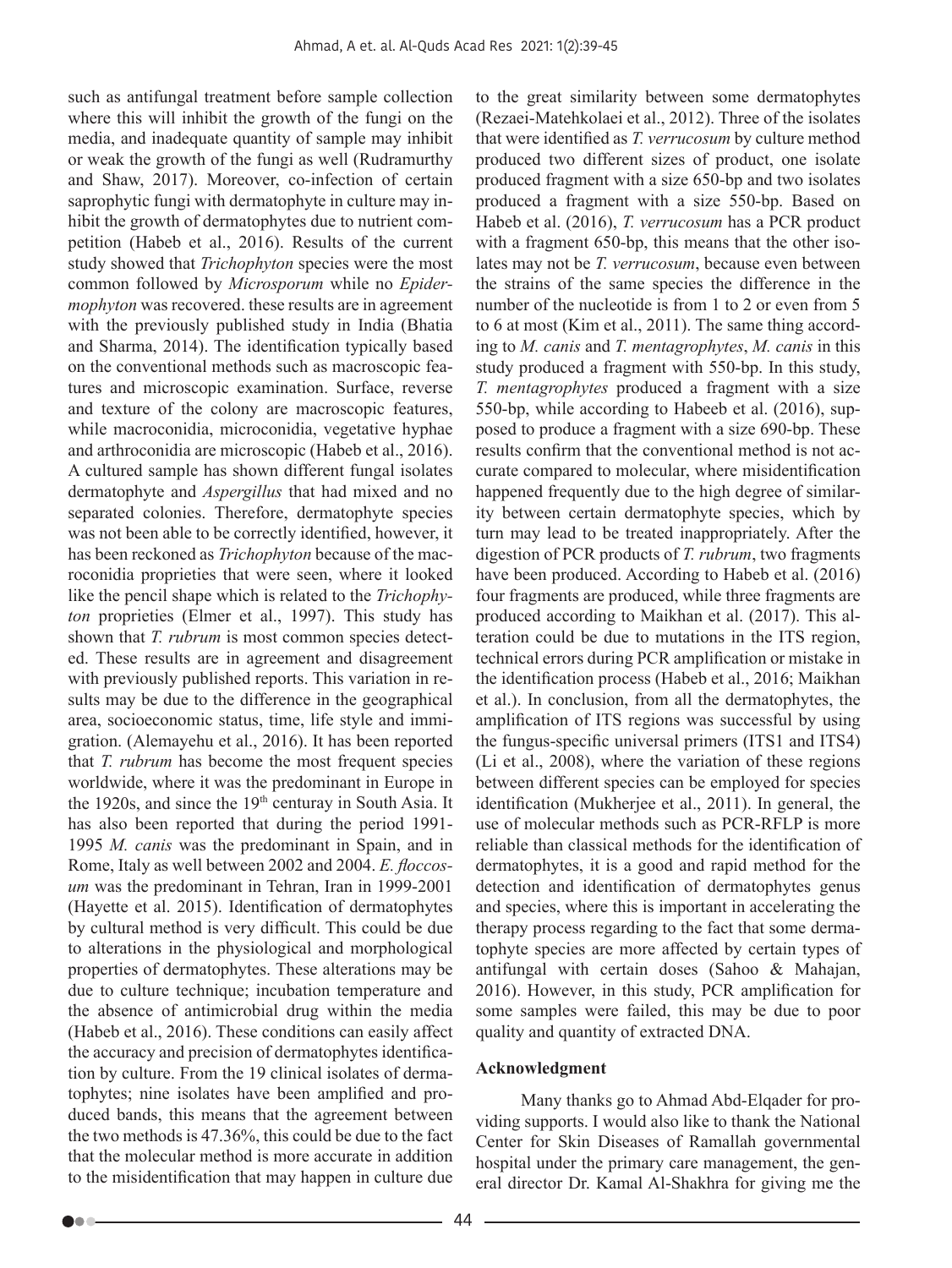such as antifungal treatment before sample collection where this will inhibit the growth of the fungi on the media, and inadequate quantity of sample may inhibit or weak the growth of the fungi as well (Rudramurthy and Shaw, 2017). Moreover, co-infection of certain saprophytic fungi with dermatophyte in culture may inhibit the growth of dermatophytes due to nutrient competition (Habeb et al., 2016). Results of the current study showed that *Trichophyton* species were the most common followed by *Microsporum* while no *Epidermophyton* was recovered. these results are in agreement with the previously published study in India (Bhatia and Sharma, 2014). The identification typically based on the conventional methods such as macroscopic features and microscopic examination. Surface, reverse and texture of the colony are macroscopic features, while macroconidia, microconidia, vegetative hyphae and arthroconidia are microscopic (Habeb et al., 2016). A cultured sample has shown different fungal isolates dermatophyte and *Aspergillus* that had mixed and no separated colonies. Therefore, dermatophyte species was not been able to be correctly identified, however, it has been reckoned as *Trichophyton* because of the macroconidia proprieties that were seen, where it looked like the pencil shape which is related to the *Trichophyton* proprieties (Elmer et al., 1997). This study has shown that *T. rubrum* is most common species detected. These results are in agreement and disagreement with previously published reports. This variation in results may be due to the difference in the geographical area, socioeconomic status, time, life style and immigration. (Alemayehu et al., 2016). It has been reported that *T. rubrum* has become the most frequent species worldwide, where it was the predominant in Europe in the 1920s, and since the 19th centuray in South Asia. It has also been reported that during the period 1991-1995 *M. canis* was the predominant in Spain, and in Rome, Italy as well between 2002 and 2004. *E. floccosum* was the predominant in Tehran, Iran in 1999-2001 (Hayette et al. 2015). Identification of dermatophytes by cultural method is very difficult. This could be due to alterations in the physiological and morphological properties of dermatophytes. These alterations may be due to culture technique; incubation temperature and the absence of antimicrobial drug within the media (Habeb et al., 2016). These conditions can easily affect the accuracy and precision of dermatophytes identification by culture. From the 19 clinical isolates of dermatophytes; nine isolates have been amplified and produced bands, this means that the agreement between the two methods is 47.36%, this could be due to the fact that the molecular method is more accurate in addition to the misidentification that may happen in culture due to the great similarity between some dermatophytes (Rezaei-Matehkolaei et al., 2012). Three of the isolates that were identified as *T. verrucosum* by culture method produced two different sizes of product, one isolate produced fragment with a size 650-bp and two isolates produced a fragment with a size 550-bp. Based on Habeb et al. (2016), *T. verrucosum* has a PCR product with a fragment 650-bp, this means that the other isolates may not be *T. verrucosum*, because even between the strains of the same species the difference in the number of the nucleotide is from 1 to 2 or even from 5 to 6 at most (Kim et al., 2011). The same thing according to *M. canis* and *T. mentagrophytes*, *M. canis* in this study produced a fragment with 550-bp. In this study, *T. mentagrophytes* produced a fragment with a size 550-bp, while according to Habeeb et al. (2016), supposed to produce a fragment with a size 690-bp. These results confirm that the conventional method is not accurate compared to molecular, where misidentification happened frequently due to the high degree of similarity between certain dermatophyte species, which by turn may lead to be treated inappropriately. After the digestion of PCR products of *T. rubrum*, two fragments have been produced. According to Habeb et al. (2016) four fragments are produced, while three fragments are produced according to Maikhan et al. (2017). This alteration could be due to mutations in the ITS region, technical errors during PCR amplification or mistake in the identification process (Habeb et al., 2016; Maikhan et al.). In conclusion, from all the dermatophytes, the amplification of ITS regions was successful by using the fungus-specific universal primers (ITS1 and ITS4) (Li et al., 2008), where the variation of these regions between different species can be employed for species identification (Mukherjee et al., 2011). In general, the use of molecular methods such as PCR-RFLP is more reliable than classical methods for the identification of dermatophytes, it is a good and rapid method for the detection and identification of dermatophytes genus and species, where this is important in accelerating the therapy process regarding to the fact that some dermatophyte species are more affected by certain types of antifungal with certain doses (Sahoo & Mahajan, 2016). However, in this study, PCR amplification for some samples were failed, this may be due to poor quality and quantity of extracted DNA.

## Acknowledgment

Many thanks go to Ahmad Abd-Elqader for providing supports. I would also like to thank the National Center for Skin Diseases of Ramallah governmental hospital under the primary care management, the general director Dr. Kamal Al-Shakhra for giving me the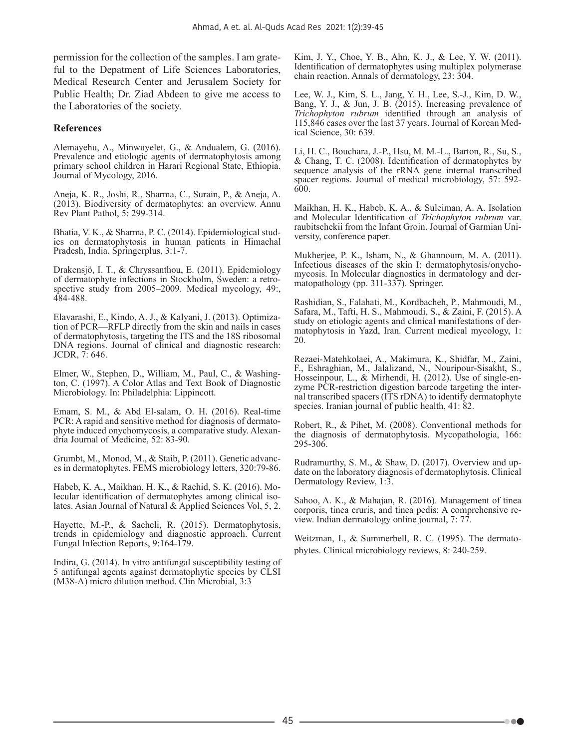permission for the collection of the samples. I am grateful to the Depatment of Life Sciences Laboratories, Medical Research Center and Jerusalem Society for Public Health; Dr. Ziad Abdeen to give me access to the Laboratories of the society.

## References

Alemayehu, A., Minwuyelet, G., & Andualem, G. (2016). Prevalence and etiologic agents of dermatophytosis among primary school children in Harari Regional State, Ethiopia. Journal of Mycology, 2016.

Aneja, K. R., Joshi, R., Sharma, C., Surain, P., & Aneja, A. (2013). Biodiversity of dermatophytes: an overview. Annu Rev Plant Pathol, 5: 299-314.

Bhatia, V. K., & Sharma, P. C. (2014). Epidemiological studies on dermatophytosis in human patients in Himachal Pradesh, India. Springerplus, 3:1-7.

Drakensjö, I. T., & Chryssanthou, E. (2011). Epidemiology of dermatophyte infections in Stockholm, Sweden: a retrospective study from 2005–2009. Medical mycology, 49:, 484-488.

Elavarashi, E., Kindo, A. J., & Kalyani, J. (2013). Optimization of PCR—RFLP directly from the skin and nails in cases of dermatophytosis, targeting the ITS and the 18S ribosomal DNA regions. Journal of clinical and diagnostic research: JCDR, 7: 646.

Elmer, W., Stephen, D., William, M., Paul, C., & Washington, C. (1997). A Color Atlas and Text Book of Diagnostic Microbiology. In: Philadelphia: Lippincott.

Emam, S. M., & Abd El-salam, O. H. (2016). Real-time PCR: A rapid and sensitive method for diagnosis of dermatophyte induced onychomycosis, a comparative study. Alexandria Journal of Medicine, 52: 83-90.

Grumbt, M., Monod, M., & Staib, P. (2011). Genetic advances in dermatophytes. FEMS microbiology letters, 320:79-86.

Habeb, K. A., Maikhan, H. K., & Rachid, S. K. (2016). Molecular identification of dermatophytes among clinical isolates. Asian Journal of Natural & Applied Sciences Vol, 5, 2.

Hayette, M.-P., & Sacheli, R. (2015). Dermatophytosis, trends in epidemiology and diagnostic approach. Current Fungal Infection Reports, 9:164-179.

Indira, G. (2014). In vitro antifungal susceptibility testing of 5 antifungal agents against dermatophytic species by CLSI (M38-A) micro dilution method. Clin Microbial, 3:3

Kim, J. Y., Choe, Y. B., Ahn, K. J., & Lee, Y. W. (2011). Identification of dermatophytes using multiplex polymerase chain reaction. Annals of dermatology, 23: 304.

Lee, W. J., Kim, S. L., Jang, Y. H., Lee, S.-J., Kim, D. W., Bang, Y. J., & Jun, J. B. (2015). Increasing prevalence of *Trichophyton rubrum* identified through an analysis of 115,846 cases over the last 37 years. Journal of Korean Medical Science, 30: 639.

Li, H. C., Bouchara, J.-P., Hsu, M. M.-L., Barton, R., Su, S., & Chang, T. C. (2008). Identification of dermatophytes by sequence analysis of the rRNA gene internal transcribed spacer regions. Journal of medical microbiology, 57: 592-600.

Maikhan, H. K., Habeb, K. A., & Suleiman, A. A. Isolation and Molecular Identification of *Trichophyton rubrum* var. raubitschekii from the Infant Groin. Journal of Garmian University, conference paper.

Mukherjee, P. K., Isham, N., & Ghannoum, M. A. (2011). Infectious diseases of the skin I: dermatophytosis/onychomycosis. In Molecular diagnostics in dermatology and dermatopathology (pp. 311-337). Springer.

Rashidian, S., Falahati, M., Kordbacheh, P., Mahmoudi, M., Safara, M., Tafti, H. S., Mahmoudi, S., & Zaini, F. (2015). A study on etiologic agents and clinical manifestations of dermatophytosis in Yazd, Iran. Current medical mycology, 1: 20.

Rezaei-Matehkolaei, A., Makimura, K., Shidfar, M., Zaini, F., Eshraghian, M., Jalalizand, N., Nouripour-Sisakht, S., Hosseinpour, L., & Mirhendi, H. (2012). Use of single-enzyme PCR-restriction digestion barcode targeting the internal transcribed spacers (ITS rDNA) to identify dermatophyte species. Iranian journal of public health, 41: 82.

Robert, R., & Pihet, M. (2008). Conventional methods for the diagnosis of dermatophytosis. Mycopathologia, 166: 295-306.

Rudramurthy, S. M., & Shaw, D. (2017). Overview and update on the laboratory diagnosis of dermatophytosis. Clinical Dermatology Review, 1:3.

Sahoo, A. K., & Mahajan, R. (2016). Management of tinea corporis, tinea cruris, and tinea pedis: A comprehensive review. Indian dermatology online journal, 7: 77.

Weitzman, I., & Summerbell, R. C. (1995). The dermatophytes. Clinical microbiology reviews, 8: 240-259.